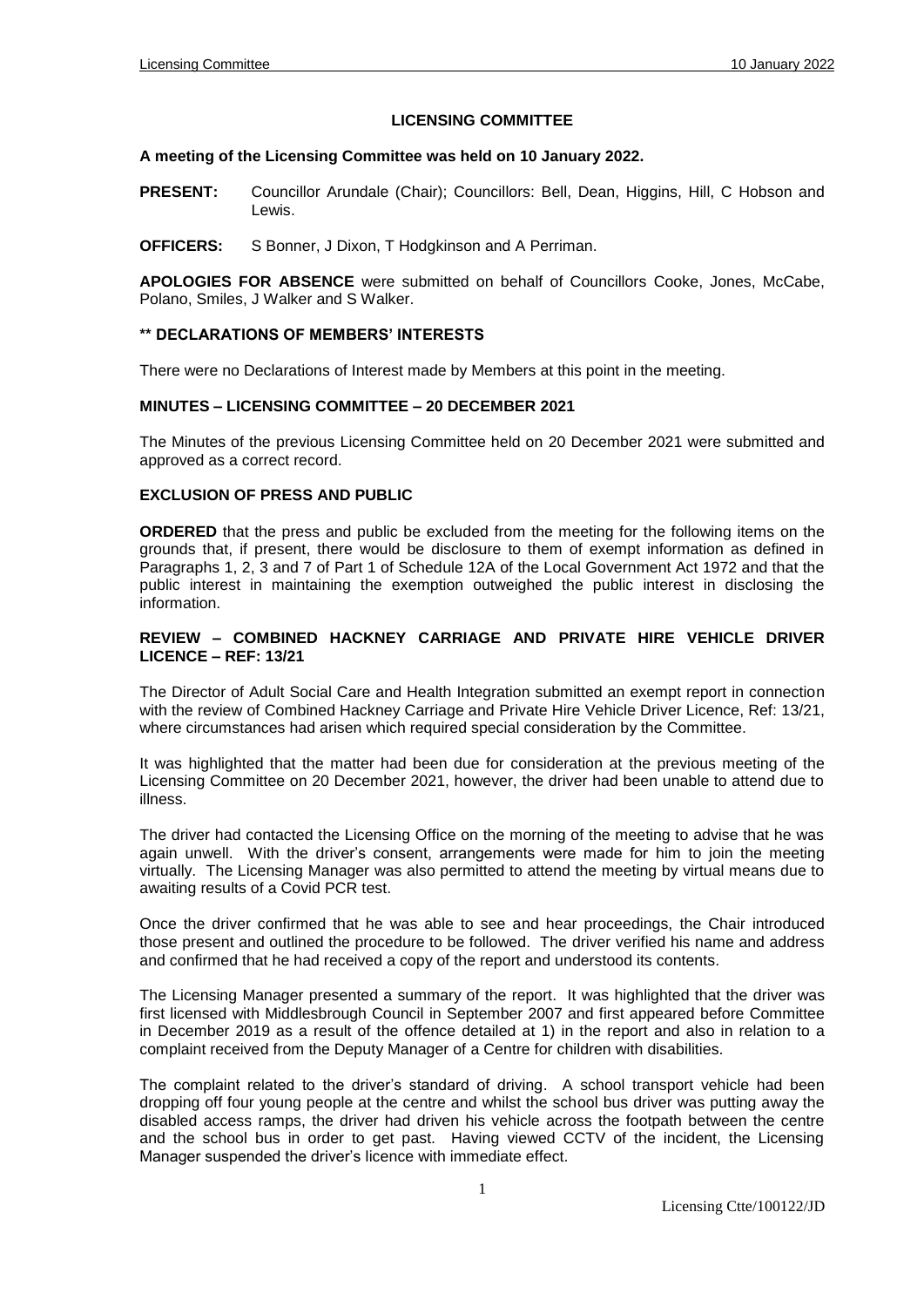# LICENSING COMMITTEE

**A meeting of the Licensing Committee was held on 10 January 2022.**

**PRESENT:** Councillor Arundale (Chair); Councillors: Bell, Dean, Higgins, Hill, C Hobson and Lewis.

**OFFICERS:** S Bonner, J Dixon, T Hodgkinson and A Perriman.

**APOLOGIES FOR ABSENCE** were submitted on behalf of Councillors Cooke, Jones, McCabe, Polano, Smiles, J Walker and S Walker.

**\*\* DECLARATIONS OF MEMBERS' INTERESTS**

There were no Declarations of Interest made by Members at this point in the meeting.

**MINUTES – LICENSING COMMITTEE – 20 DECEMBER 2021**

The Minutes of the previous Licensing Committee held on 20 December 2021 were submitted and approved as a correct record.

**EXCLUSION OF PRESS AND PUBLIC**

**ORDERED** that the press and public be excluded from the meeting for the following items on the grounds that, if present, there would be disclosure to them of exempt information as defined in Paragraphs 1, 2, 3 and 7 of Part 1 of Schedule 12A of the Local Government Act 1972 and that the public interest in maintaining the exemption outweighed the public interest in disclosing the information.

**REVIEW – COMBINED HACKNEY CARRIAGE AND PRIVATE HIRE VEHICLE DRIVER LICENCE – REF: 13/21**

The Director of Adult Social Care and Health Integration submitted an exempt report in connection with the review of Combined Hackney Carriage and Private Hire Vehicle Driver Licence, Ref: 13/21, where circumstances had arisen which required special consideration by the Committee.

It was highlighted that the matter had been due for consideration at the previous meeting of the Licensing Committee on 20 December 2021, however, the driver had been unable to attend due to illness.

The driver had contacted the Licensing Office on the morning of the meeting to advise that he was again unwell. With the driver's consent, arrangements were made for him to join the meeting virtually. The Licensing Manager was also permitted to attend the meeting by virtual means due to awaiting results of a Covid PCR test.

Once the driver confirmed that he was able to see and hear proceedings, the Chair introduced those present and outlined the procedure to be followed. The driver verified his name and address and confirmed that he had received a copy of the report and understood its contents.

The Licensing Manager presented a summary of the report. It was highlighted that the driver was first licensed with Middlesbrough Council in September 2007 and first appeared before Committee in December 2019 as a result of the offence detailed at 1) in the report and also in relation to a complaint received from the Deputy Manager of a Centre for children with disabilities.

The complaint related to the driver's standard of driving. A school transport vehicle had been dropping off four young people at the centre and whilst the school bus driver was putting away the disabled access ramps, the driver had driven his vehicle across the footpath between the centre and the school bus in order to get past. Having viewed CCTV of the incident, the Licensing Manager suspended the driver's licence with immediate effect.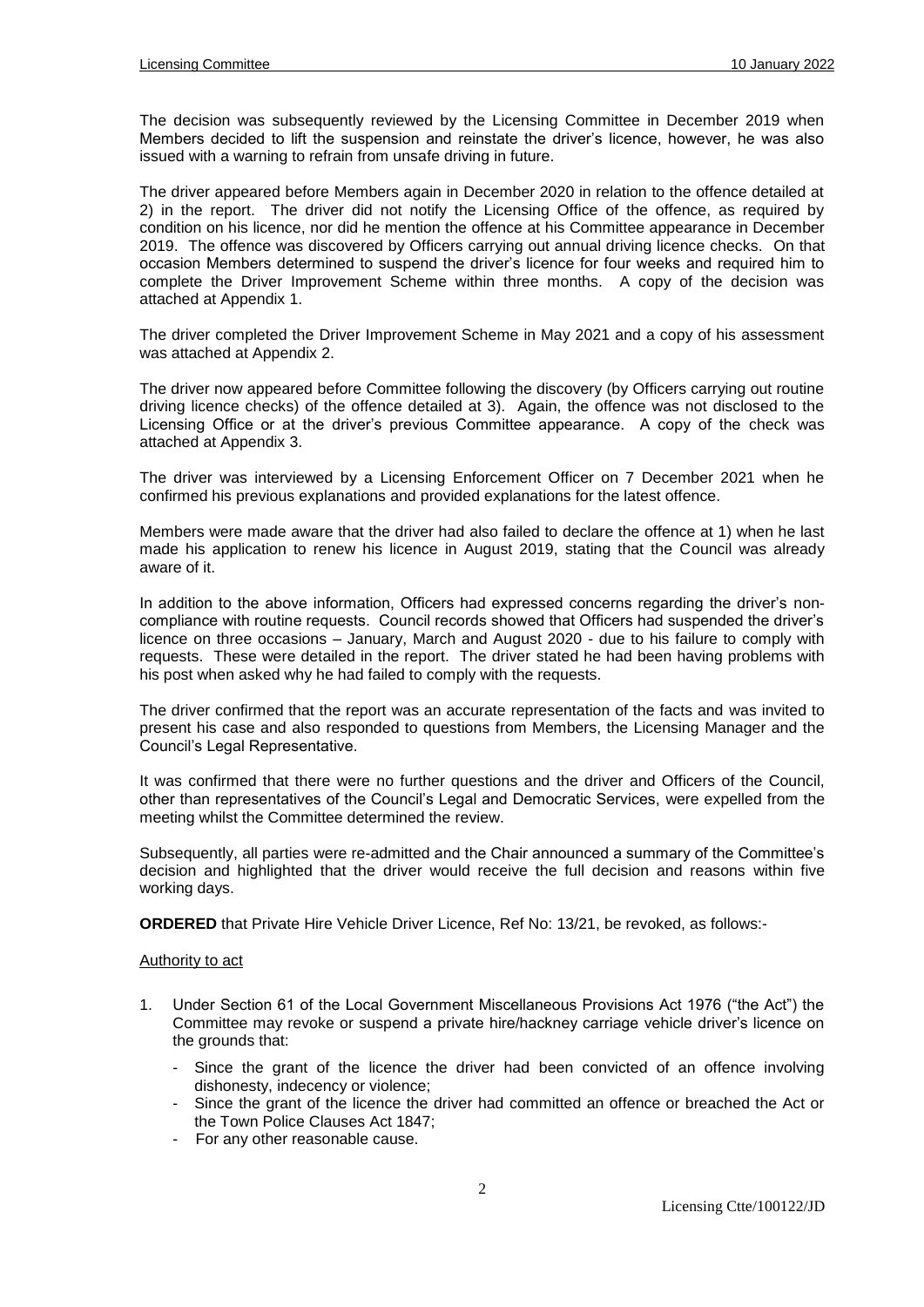The decision was subsequently reviewed by the Licensing Committee in December 2019 when Members decided to lift the suspension and reinstate the driver's licence, however, he was also issued with a warning to refrain from unsafe driving in future.

The driver appeared before Members again in December 2020 in relation to the offence detailed at 2) in the report. The driver did not notify the Licensing Office of the offence, as required by condition on his licence, nor did he mention the offence at his Committee appearance in December 2019. The offence was discovered by Officers carrying out annual driving licence checks. On that occasion Members determined to suspend the driver's licence for four weeks and required him to complete the Driver Improvement Scheme within three months. A copy of the decision was attached at Appendix 1.

The driver completed the Driver Improvement Scheme in May 2021 and a copy of his assessment was attached at Appendix 2.

The driver now appeared before Committee following the discovery (by Officers carrying out routine driving licence checks) of the offence detailed at 3). Again, the offence was not disclosed to the Licensing Office or at the driver's previous Committee appearance. A copy of the check was attached at Appendix 3.

The driver was interviewed by a Licensing Enforcement Officer on 7 December 2021 when he confirmed his previous explanations and provided explanations for the latest offence.

Members were made aware that the driver had also failed to declare the offence at 1) when he last made his application to renew his licence in August 2019, stating that the Council was already aware of it.

In addition to the above information, Officers had expressed concerns regarding the driver's non-compliance with routine requests. Council records showed that Officers had suspended the driver's licence on three occasions – January, March and August 2020 - due to his failure to comply with requests. These were detailed in the report. The driver stated he had been having problems with his post when asked why he had failed to comply with the requests.

The driver confirmed that the report was an accurate representation of the facts and was invited to present his case and also responded to questions from Members, the Licensing Manager and the Council's Legal Representative.

It was confirmed that there were no further questions and the driver and Officers of the Council, other than representatives of the Council's Legal and Democratic Services, were expelled from the meeting whilst the Committee determined the review.

Subsequently, all parties were re-admitted and the Chair announced a summary of the Committee's decision and highlighted that the driver would receive the full decision and reasons within five working days.

**ORDERED** that Private Hire Vehicle Driver Licence, Ref No: 13/21, be revoked, as follows:-

Authority to act

1. Under Section 61 of the Local Government Miscellaneous Provisions Act 1976 ("the Act") the Committee may revoke or suspend a private hire/hackney carriage vehicle driver's licence on the grounds that:
   - Since the grant of the licence the driver had been convicted of an offence involving dishonesty, indecency or violence;
   - Since the grant of the licence the driver had committed an offence or breached the Act or the Town Police Clauses Act 1847;
   - For any other reasonable cause.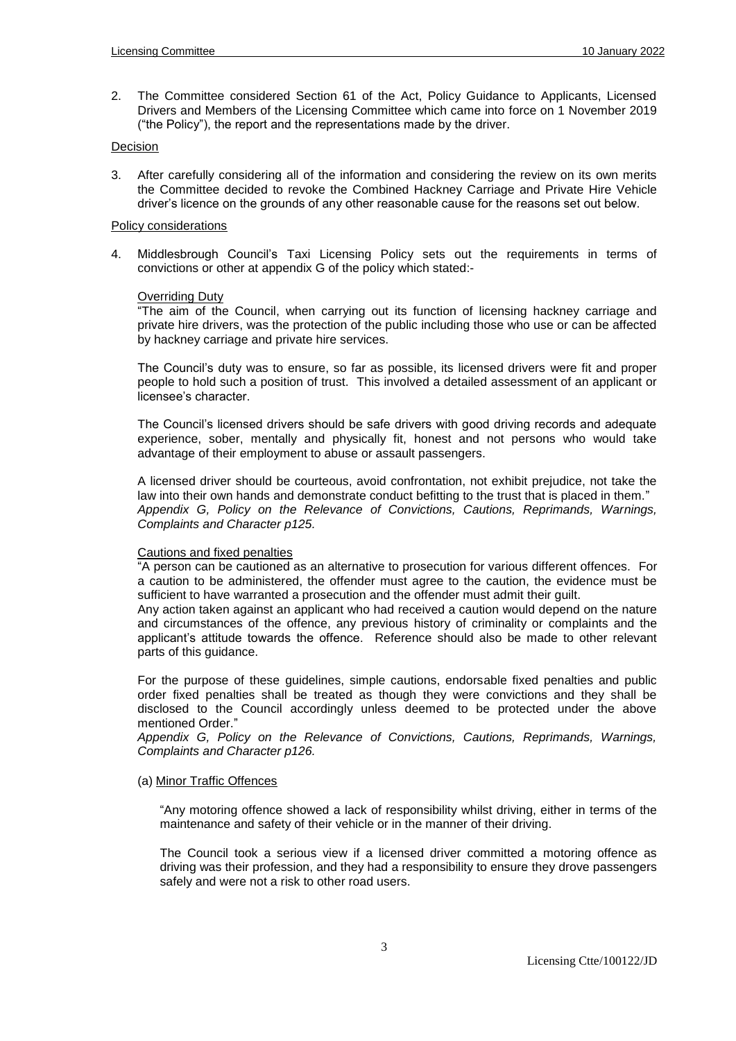2. The Committee considered Section 61 of the Act, Policy Guidance to Applicants, Licensed Drivers and Members of the Licensing Committee which came into force on 1 November 2019 ("the Policy"), the report and the representations made by the driver.

<u>Decision</u>

3. After carefully considering all of the information and considering the review on its own merits the Committee decided to revoke the Combined Hackney Carriage and Private Hire Vehicle driver's licence on the grounds of any other reasonable cause for the reasons set out below.

<u>Policy considerations</u>

4. Middlesbrough Council's Taxi Licensing Policy sets out the requirements in terms of convictions or other at appendix G of the policy which stated:-

   <u>Overriding Duty</u>

   "The aim of the Council, when carrying out its function of licensing hackney carriage and private hire drivers, was the protection of the public including those who use or can be affected by hackney carriage and private hire services.

   The Council's duty was to ensure, so far as possible, its licensed drivers were fit and proper people to hold such a position of trust. This involved a detailed assessment of an applicant or licensee's character.

   The Council's licensed drivers should be safe drivers with good driving records and adequate experience, sober, mentally and physically fit, honest and not persons who would take advantage of their employment to abuse or assault passengers.

   A licensed driver should be courteous, avoid confrontation, not exhibit prejudice, not take the law into their own hands and demonstrate conduct befitting to the trust that is placed in them."
   *Appendix G, Policy on the Relevance of Convictions, Cautions, Reprimands, Warnings, Complaints and Character p125.*

   <u>Cautions and fixed penalties</u>

   "A person can be cautioned as an alternative to prosecution for various different offences. For a caution to be administered, the offender must agree to the caution, the evidence must be sufficient to have warranted a prosecution and the offender must admit their guilt.
   Any action taken against an applicant who had received a caution would depend on the nature and circumstances of the offence, any previous history of criminality or complaints and the applicant's attitude towards the offence. Reference should also be made to other relevant parts of this guidance.

   For the purpose of these guidelines, simple cautions, endorsable fixed penalties and public order fixed penalties shall be treated as though they were convictions and they shall be disclosed to the Council accordingly unless deemed to be protected under the above mentioned Order."
   *Appendix G, Policy on the Relevance of Convictions, Cautions, Reprimands, Warnings, Complaints and Character p126.*

   (a) <u>Minor Traffic Offences</u>

   "Any motoring offence showed a lack of responsibility whilst driving, either in terms of the maintenance and safety of their vehicle or in the manner of their driving.

   The Council took a serious view if a licensed driver committed a motoring offence as driving was their profession, and they had a responsibility to ensure they drove passengers safely and were not a risk to other road users.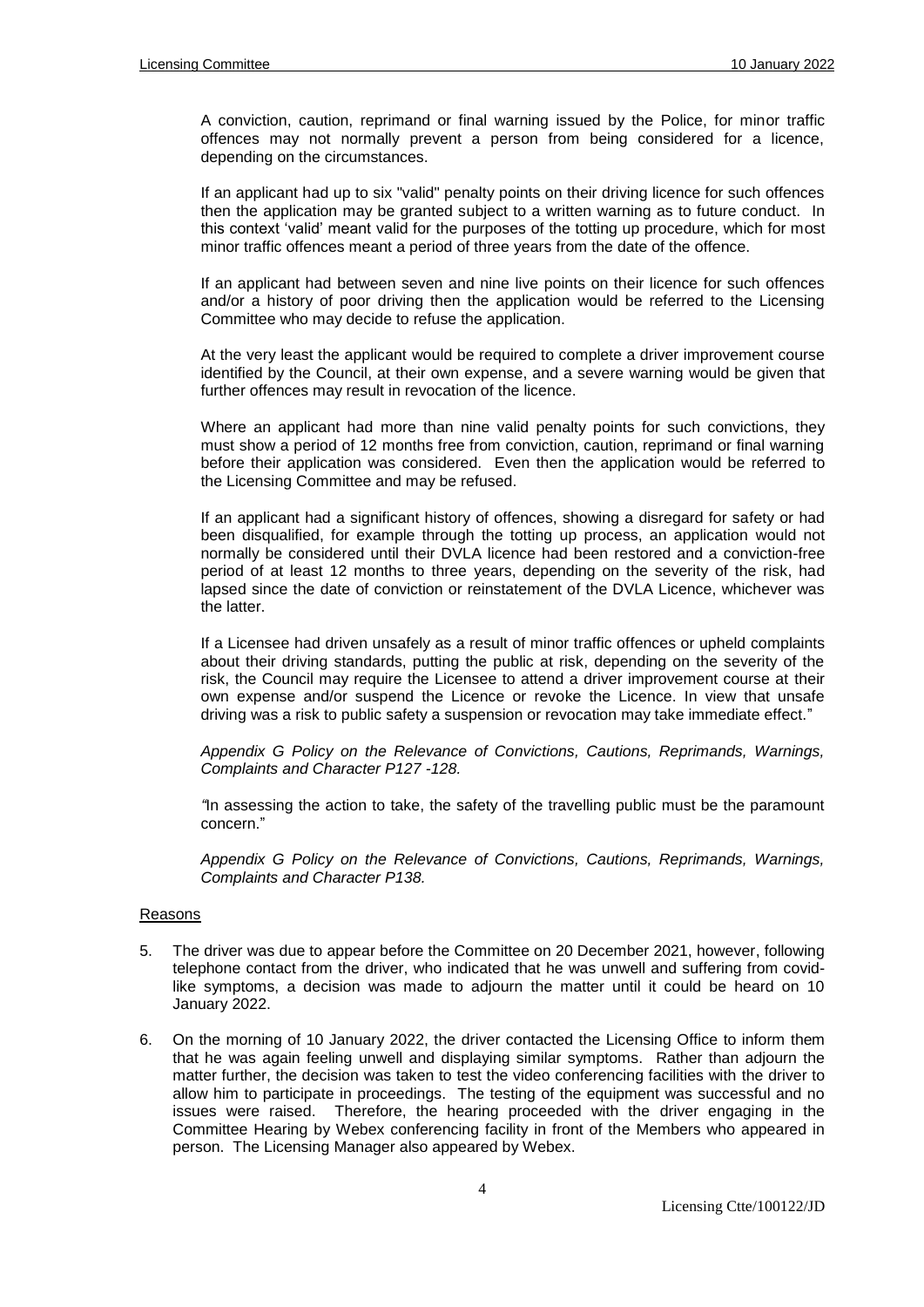A conviction, caution, reprimand or final warning issued by the Police, for minor traffic offences may not normally prevent a person from being considered for a licence, depending on the circumstances.

If an applicant had up to six "valid" penalty points on their driving licence for such offences then the application may be granted subject to a written warning as to future conduct. In this context 'valid' meant valid for the purposes of the totting up procedure, which for most minor traffic offences meant a period of three years from the date of the offence.

If an applicant had between seven and nine live points on their licence for such offences and/or a history of poor driving then the application would be referred to the Licensing Committee who may decide to refuse the application.

At the very least the applicant would be required to complete a driver improvement course identified by the Council, at their own expense, and a severe warning would be given that further offences may result in revocation of the licence.

Where an applicant had more than nine valid penalty points for such convictions, they must show a period of 12 months free from conviction, caution, reprimand or final warning before their application was considered. Even then the application would be referred to the Licensing Committee and may be refused.

If an applicant had a significant history of offences, showing a disregard for safety or had been disqualified, for example through the totting up process, an application would not normally be considered until their DVLA licence had been restored and a conviction-free period of at least 12 months to three years, depending on the severity of the risk, had lapsed since the date of conviction or reinstatement of the DVLA Licence, whichever was the latter.

If a Licensee had driven unsafely as a result of minor traffic offences or upheld complaints about their driving standards, putting the public at risk, depending on the severity of the risk, the Council may require the Licensee to attend a driver improvement course at their own expense and/or suspend the Licence or revoke the Licence. In view that unsafe driving was a risk to public safety a suspension or revocation may take immediate effect."

*Appendix G Policy on the Relevance of Convictions, Cautions, Reprimands, Warnings, Complaints and Character P127 -128.*

*"*In assessing the action to take, the safety of the travelling public must be the paramount concern."

*Appendix G Policy on the Relevance of Convictions, Cautions, Reprimands, Warnings, Complaints and Character P138.*

Reasons

5. The driver was due to appear before the Committee on 20 December 2021, however, following telephone contact from the driver, who indicated that he was unwell and suffering from covid-like symptoms, a decision was made to adjourn the matter until it could be heard on 10 January 2022.

6. On the morning of 10 January 2022, the driver contacted the Licensing Office to inform them that he was again feeling unwell and displaying similar symptoms. Rather than adjourn the matter further, the decision was taken to test the video conferencing facilities with the driver to allow him to participate in proceedings. The testing of the equipment was successful and no issues were raised. Therefore, the hearing proceeded with the driver engaging in the Committee Hearing by Webex conferencing facility in front of the Members who appeared in person. The Licensing Manager also appeared by Webex.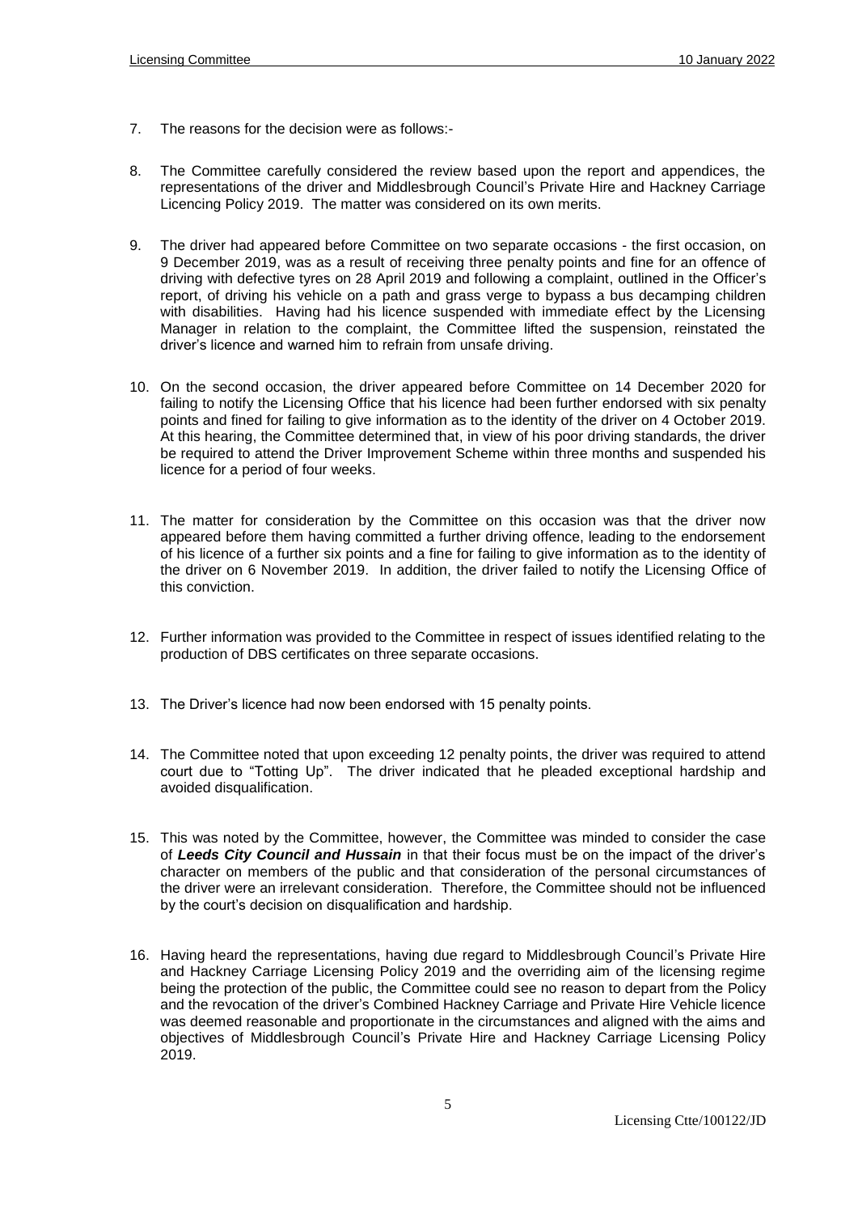7. The reasons for the decision were as follows:-

8. The Committee carefully considered the review based upon the report and appendices, the representations of the driver and Middlesbrough Council's Private Hire and Hackney Carriage Licencing Policy 2019. The matter was considered on its own merits.

9. The driver had appeared before Committee on two separate occasions - the first occasion, on 9 December 2019, was as a result of receiving three penalty points and fine for an offence of driving with defective tyres on 28 April 2019 and following a complaint, outlined in the Officer's report, of driving his vehicle on a path and grass verge to bypass a bus decamping children with disabilities. Having had his licence suspended with immediate effect by the Licensing Manager in relation to the complaint, the Committee lifted the suspension, reinstated the driver's licence and warned him to refrain from unsafe driving.

10. On the second occasion, the driver appeared before Committee on 14 December 2020 for failing to notify the Licensing Office that his licence had been further endorsed with six penalty points and fined for failing to give information as to the identity of the driver on 4 October 2019. At this hearing, the Committee determined that, in view of his poor driving standards, the driver be required to attend the Driver Improvement Scheme within three months and suspended his licence for a period of four weeks.

11. The matter for consideration by the Committee on this occasion was that the driver now appeared before them having committed a further driving offence, leading to the endorsement of his licence of a further six points and a fine for failing to give information as to the identity of the driver on 6 November 2019. In addition, the driver failed to notify the Licensing Office of this conviction.

12. Further information was provided to the Committee in respect of issues identified relating to the production of DBS certificates on three separate occasions.

13. The Driver's licence had now been endorsed with 15 penalty points.

14. The Committee noted that upon exceeding 12 penalty points, the driver was required to attend court due to "Totting Up". The driver indicated that he pleaded exceptional hardship and avoided disqualification.

15. This was noted by the Committee, however, the Committee was minded to consider the case of ***Leeds City Council and Hussain*** in that their focus must be on the impact of the driver's character on members of the public and that consideration of the personal circumstances of the driver were an irrelevant consideration. Therefore, the Committee should not be influenced by the court's decision on disqualification and hardship.

16. Having heard the representations, having due regard to Middlesbrough Council's Private Hire and Hackney Carriage Licensing Policy 2019 and the overriding aim of the licensing regime being the protection of the public, the Committee could see no reason to depart from the Policy and the revocation of the driver's Combined Hackney Carriage and Private Hire Vehicle licence was deemed reasonable and proportionate in the circumstances and aligned with the aims and objectives of Middlesbrough Council's Private Hire and Hackney Carriage Licensing Policy 2019.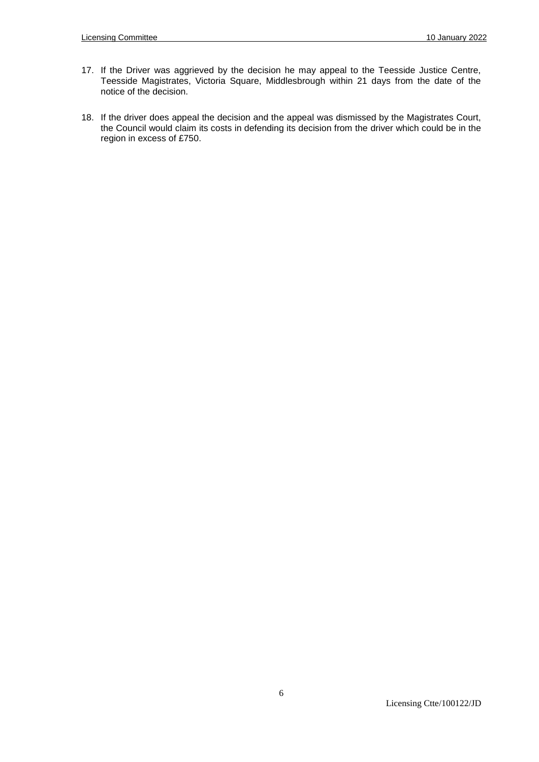17. If the Driver was aggrieved by the decision he may appeal to the Teesside Justice Centre, Teesside Magistrates, Victoria Square, Middlesbrough within 21 days from the date of the notice of the decision.

18. If the driver does appeal the decision and the appeal was dismissed by the Magistrates Court, the Council would claim its costs in defending its decision from the driver which could be in the region in excess of £750.